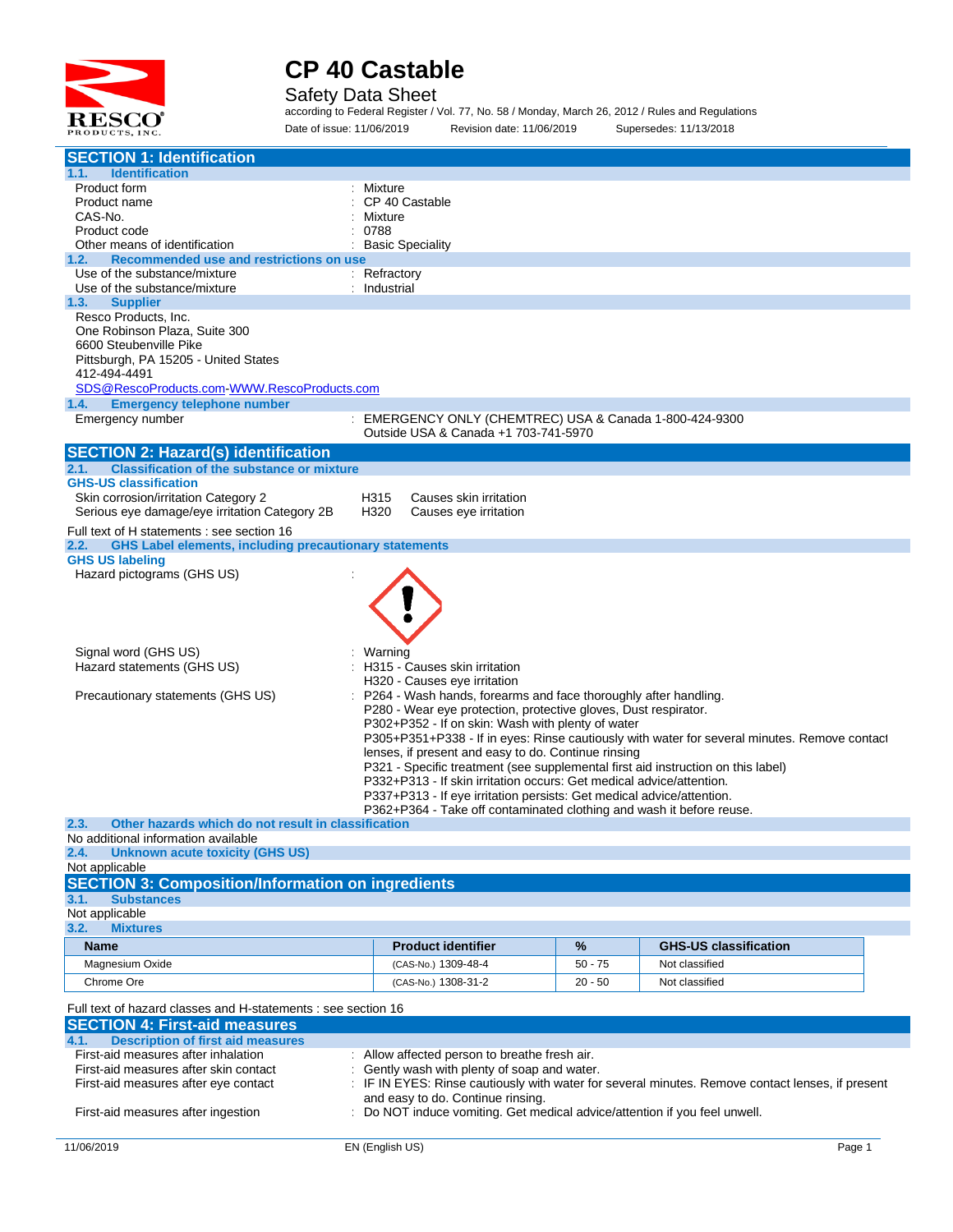# CP 40 Castable

## Safety Data Sheet

according to Federal Register / Vol. 77, No. 58 / Monday, March 26, 2012 / Rules and Regulations

Date of issue: 11/06/2019 Revision date: 11/06/2019 Supersedes: 11/13/2018

## SECTION 1: Identification

### 1.1. Identification

| | |
|---|---|
| Product form | : Mixture |
| Product name | : CP 40 Castable |
| CAS-No. | : Mixture |
| Product code | : 0788 |
| Other means of identification | : Basic Speciality |

### 1.2. Recommended use and restrictions on use

| | |
|---|---|
| Use of the substance/mixture | : Refractory |
| Use of the substance/mixture | : Industrial |

### 1.3. Supplier

Resco Products, Inc.
One Robinson Plaza, Suite 300
6600 Steubenville Pike
Pittsburgh, PA 15205 - United States
412-494-4491
SDS@RescoProducts.com-WWW.RescoProducts.com

### 1.4. Emergency telephone number

Emergency number : EMERGENCY ONLY (CHEMTREC) USA & Canada 1-800-424-9300
Outside USA & Canada +1 703-741-5970

## SECTION 2: Hazard(s) identification

### 2.1. Classification of the substance or mixture

**GHS-US classification**

| | | |
|---|---|---|
| Skin corrosion/irritation Category 2 | H315 | Causes skin irritation |
| Serious eye damage/eye irritation Category 2B | H320 | Causes eye irritation |

Full text of H statements : see section 16

### 2.2. GHS Label elements, including precautionary statements

**GHS US labeling**

Hazard pictograms (GHS US) :

Signal word (GHS US) : Warning

Hazard statements (GHS US) : H315 - Causes skin irritation
H320 - Causes eye irritation

Precautionary statements (GHS US) : P264 - Wash hands, forearms and face thoroughly after handling.
P280 - Wear eye protection, protective gloves, Dust respirator.
P302+P352 - If on skin: Wash with plenty of water
P305+P351+P338 - If in eyes: Rinse cautiously with water for several minutes. Remove contact lenses, if present and easy to do. Continue rinsing
P321 - Specific treatment (see supplemental first aid instruction on this label)
P332+P313 - If skin irritation occurs: Get medical advice/attention.
P337+P313 - If eye irritation persists: Get medical advice/attention.
P362+P364 - Take off contaminated clothing and wash it before reuse.

### 2.3. Other hazards which do not result in classification

No additional information available

### 2.4. Unknown acute toxicity (GHS US)

Not applicable

## SECTION 3: Composition/Information on ingredients

### 3.1. Substances

Not applicable

### 3.2. Mixtures

| Name | Product identifier | % | GHS-US classification |
|---|---|---|---|
| Magnesium Oxide | (CAS-No.) 1309-48-4 | 50 - 75 | Not classified |
| Chrome Ore | (CAS-No.) 1308-31-2 | 20 - 50 | Not classified |

Full text of hazard classes and H-statements : see section 16

## SECTION 4: First-aid measures

### 4.1. Description of first aid measures

| | |
|---|---|
| First-aid measures after inhalation | : Allow affected person to breathe fresh air. |
| First-aid measures after skin contact | : Gently wash with plenty of soap and water. |
| First-aid measures after eye contact | : IF IN EYES: Rinse cautiously with water for several minutes. Remove contact lenses, if present and easy to do. Continue rinsing. |
| First-aid measures after ingestion | : Do NOT induce vomiting. Get medical advice/attention if you feel unwell. |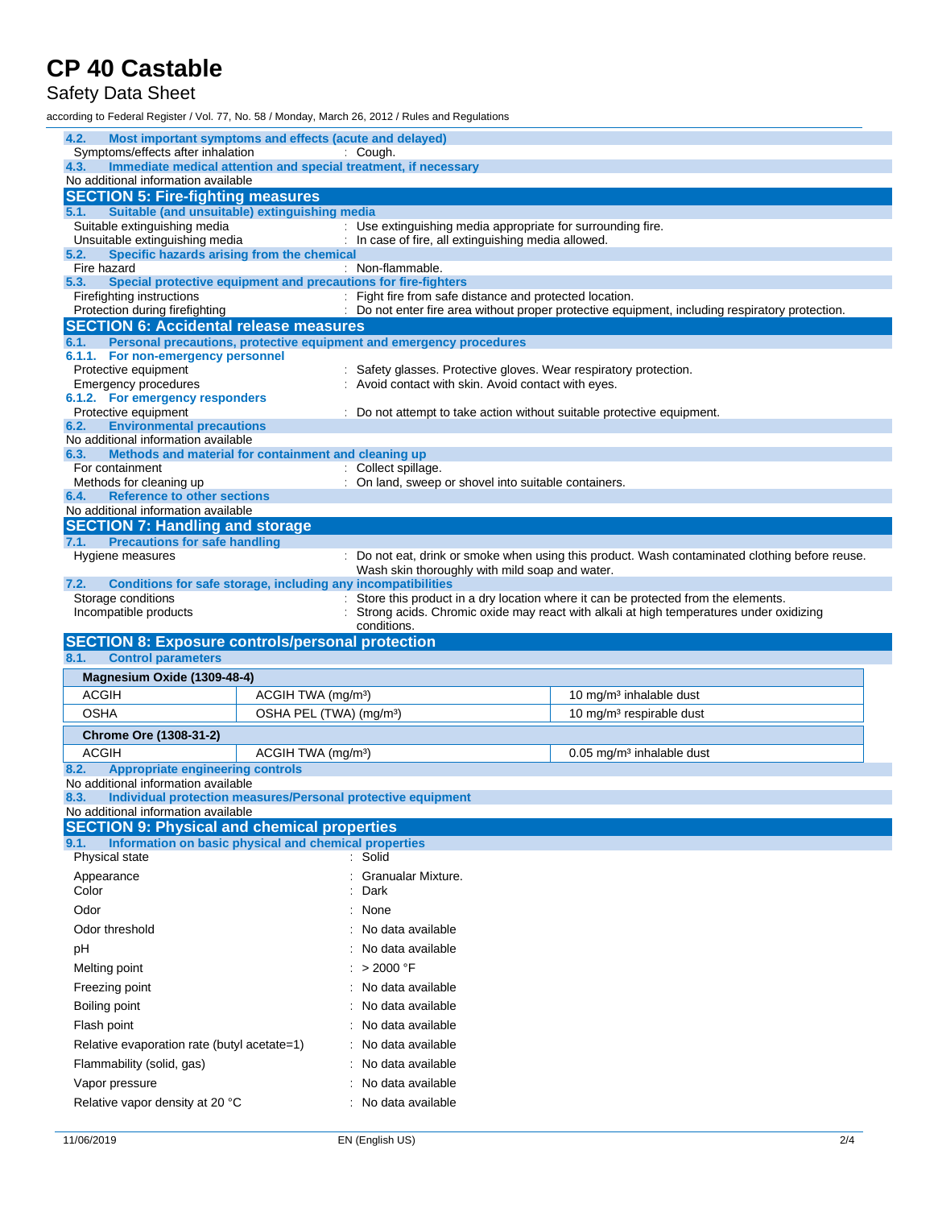### 4.2. Most important symptoms and effects (acute and delayed)

Symptoms/effects after inhalation : Cough.

### 4.3. Immediate medical attention and special treatment, if necessary

No additional information available

## SECTION 5: Fire-fighting measures

### 5.1. Suitable (and unsuitable) extinguishing media

Suitable extinguishing media : Use extinguishing media appropriate for surrounding fire.

Unsuitable extinguishing media : In case of fire, all extinguishing media allowed.

### 5.2. Specific hazards arising from the chemical

Fire hazard : Non-flammable.

### 5.3. Special protective equipment and precautions for fire-fighters

Firefighting instructions : Fight fire from safe distance and protected location.

Protection during firefighting : Do not enter fire area without proper protective equipment, including respiratory protection.

## SECTION 6: Accidental release measures

### 6.1. Personal precautions, protective equipment and emergency procedures

#### 6.1.1. For non-emergency personnel

Protective equipment : Safety glasses. Protective gloves. Wear respiratory protection.

Emergency procedures : Avoid contact with skin. Avoid contact with eyes.

#### 6.1.2. For emergency responders

Protective equipment : Do not attempt to take action without suitable protective equipment.

### 6.2. Environmental precautions

No additional information available

### 6.3. Methods and material for containment and cleaning up

For containment : Collect spillage.

Methods for cleaning up : On land, sweep or shovel into suitable containers.

### 6.4. Reference to other sections

No additional information available

## SECTION 7: Handling and storage

### 7.1. Precautions for safe handling

Hygiene measures : Do not eat, drink or smoke when using this product. Wash contaminated clothing before reuse. Wash skin thoroughly with mild soap and water.

### 7.2. Conditions for safe storage, including any incompatibilities

Storage conditions : Store this product in a dry location where it can be protected from the elements.

Incompatible products : Strong acids. Chromic oxide may react with alkali at high temperatures under oxidizing conditions.

## SECTION 8: Exposure controls/personal protection

### 8.1. Control parameters

| Magnesium Oxide (1309-48-4) | | |
|---|---|---|
| ACGIH | ACGIH TWA (mg/m³) | 10 mg/m³ inhalable dust |
| OSHA | OSHA PEL (TWA) (mg/m³) | 10 mg/m³ respirable dust |

| Chrome Ore (1308-31-2) | | |
|---|---|---|
| ACGIH | ACGIH TWA (mg/m³) | 0.05 mg/m³ inhalable dust |

### 8.2. Appropriate engineering controls

No additional information available

### 8.3. Individual protection measures/Personal protective equipment

No additional information available

## SECTION 9: Physical and chemical properties

### 9.1. Information on basic physical and chemical properties

Physical state : Solid

Appearance : Granualar Mixture.

Color : Dark

Odor : None

Odor threshold : No data available

pH : No data available

Melting point : > 2000 °F

Freezing point : No data available

Boiling point : No data available

Flash point : No data available

Relative evaporation rate (butyl acetate=1) : No data available

Flammability (solid, gas) : No data available

Vapor pressure : No data available

Relative vapor density at 20 °C : No data available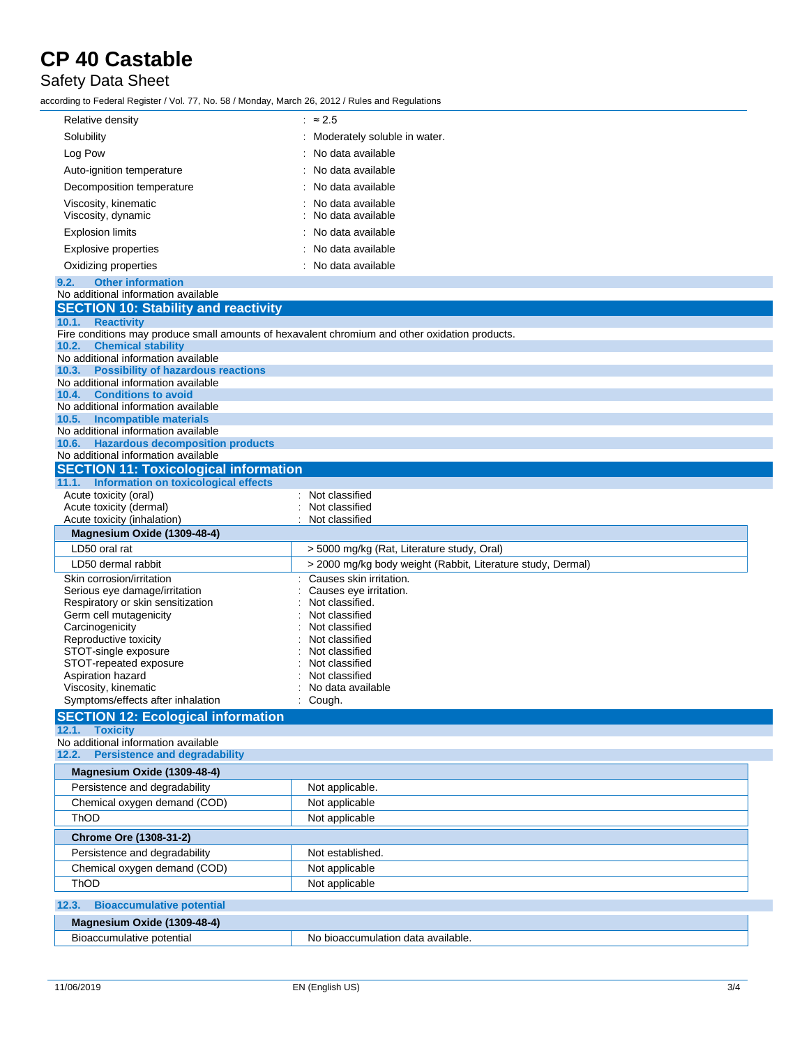| | |
|---|---|
| Relative density | : ≈ 2.5 |
| Solubility | : Moderately soluble in water. |
| Log Pow | : No data available |
| Auto-ignition temperature | : No data available |
| Decomposition temperature | : No data available |
| Viscosity, kinematic | : No data available |
| Viscosity, dynamic | : No data available |
| Explosion limits | : No data available |
| Explosive properties | : No data available |
| Oxidizing properties | : No data available |

### 9.2. Other information

No additional information available

## SECTION 10: Stability and reactivity

### 10.1. Reactivity

Fire conditions may produce small amounts of hexavalent chromium and other oxidation products.

### 10.2. Chemical stability

No additional information available

### 10.3. Possibility of hazardous reactions

No additional information available

### 10.4. Conditions to avoid

No additional information available

### 10.5. Incompatible materials

No additional information available

### 10.6. Hazardous decomposition products

No additional information available

## SECTION 11: Toxicological information

### 11.1. Information on toxicological effects

| | |
|---|---|
| Acute toxicity (oral) | : Not classified |
| Acute toxicity (dermal) | : Not classified |
| Acute toxicity (inhalation) | : Not classified |

| Magnesium Oxide (1309-48-4) | |
|---|---|
| LD50 oral rat | > 5000 mg/kg (Rat, Literature study, Oral) |
| LD50 dermal rabbit | > 2000 mg/kg body weight (Rabbit, Literature study, Dermal) |

| | |
|---|---|
| Skin corrosion/irritation | : Causes skin irritation. |
| Serious eye damage/irritation | : Causes eye irritation. |
| Respiratory or skin sensitization | : Not classified. |
| Germ cell mutagenicity | : Not classified |
| Carcinogenicity | : Not classified |
| Reproductive toxicity | : Not classified |
| STOT-single exposure | : Not classified |
| STOT-repeated exposure | : Not classified |
| Aspiration hazard | : Not classified |
| Viscosity, kinematic | : No data available |
| Symptoms/effects after inhalation | : Cough. |

## SECTION 12: Ecological information

### 12.1. Toxicity

No additional information available

### 12.2. Persistence and degradability

| Magnesium Oxide (1309-48-4) | |
|---|---|
| Persistence and degradability | Not applicable. |
| Chemical oxygen demand (COD) | Not applicable |
| ThOD | Not applicable |

| Chrome Ore (1308-31-2) | |
|---|---|
| Persistence and degradability | Not established. |
| Chemical oxygen demand (COD) | Not applicable |
| ThOD | Not applicable |

### 12.3. Bioaccumulative potential

| Magnesium Oxide (1309-48-4) | |
|---|---|
| Bioaccumulative potential | No bioaccumulation data available. |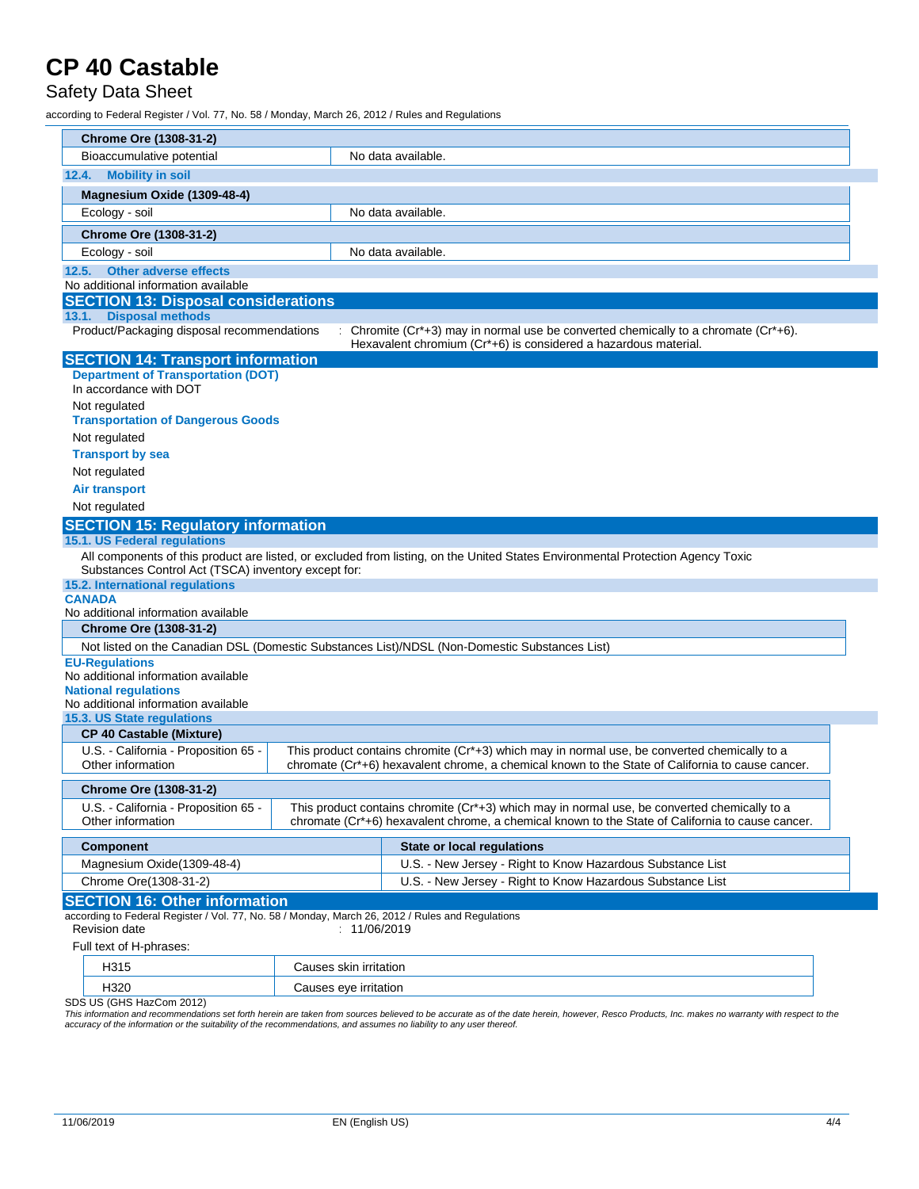| Chrome Ore (1308-31-2) | |
|---|---|
| Bioaccumulative potential | No data available. |

### 12.4. Mobility in soil

| Magnesium Oxide (1309-48-4) | |
|---|---|
| Ecology - soil | No data available. |

| Chrome Ore (1308-31-2) | |
|---|---|
| Ecology - soil | No data available. |

### 12.5. Other adverse effects

No additional information available

## SECTION 13: Disposal considerations

### 13.1. Disposal methods

Product/Packaging disposal recommendations : Chromite (Cr*+3) may in normal use be converted chemically to a chromate (Cr*+6). Hexavalent chromium (Cr*+6) is considered a hazardous material.

## SECTION 14: Transport information

**Department of Transportation (DOT)**

In accordance with DOT

Not regulated

**Transportation of Dangerous Goods**

Not regulated

**Transport by sea**

Not regulated

**Air transport**

Not regulated

## SECTION 15: Regulatory information

### 15.1. US Federal regulations

All components of this product are listed, or excluded from listing, on the United States Environmental Protection Agency Toxic Substances Control Act (TSCA) inventory except for:

### 15.2. International regulations

**CANADA**

No additional information available

| Chrome Ore (1308-31-2) |
|---|
| Not listed on the Canadian DSL (Domestic Substances List)/NDSL (Non-Domestic Substances List) |

**EU-Regulations**

No additional information available

**National regulations**

No additional information available

### 15.3. US State regulations

| CP 40 Castable (Mixture) | |
|---|---|
| U.S. - California - Proposition 65 - Other information | This product contains chromite (Cr*+3) which may in normal use, be converted chemically to a chromate (Cr*+6) hexavalent chrome, a chemical known to the State of California to cause cancer. |

| Chrome Ore (1308-31-2) | |
|---|---|
| U.S. - California - Proposition 65 - Other information | This product contains chromite (Cr*+3) which may in normal use, be converted chemically to a chromate (Cr*+6) hexavalent chrome, a chemical known to the State of California to cause cancer. |

| Component | State or local regulations |
|---|---|
| Magnesium Oxide(1309-48-4) | U.S. - New Jersey - Right to Know Hazardous Substance List |
| Chrome Ore(1308-31-2) | U.S. - New Jersey - Right to Know Hazardous Substance List |

## SECTION 16: Other information

according to Federal Register / Vol. 77, No. 58 / Monday, March 26, 2012 / Rules and Regulations

Revision date : 11/06/2019

Full text of H-phrases:

| | |
|---|---|
| H315 | Causes skin irritation |
| H320 | Causes eye irritation |

SDS US (GHS HazCom 2012)

*This information and recommendations set forth herein are taken from sources believed to be accurate as of the date herein, however, Resco Products, Inc. makes no warranty with respect to the accuracy of the information or the suitability of the recommendations, and assumes no liability to any user thereof.*